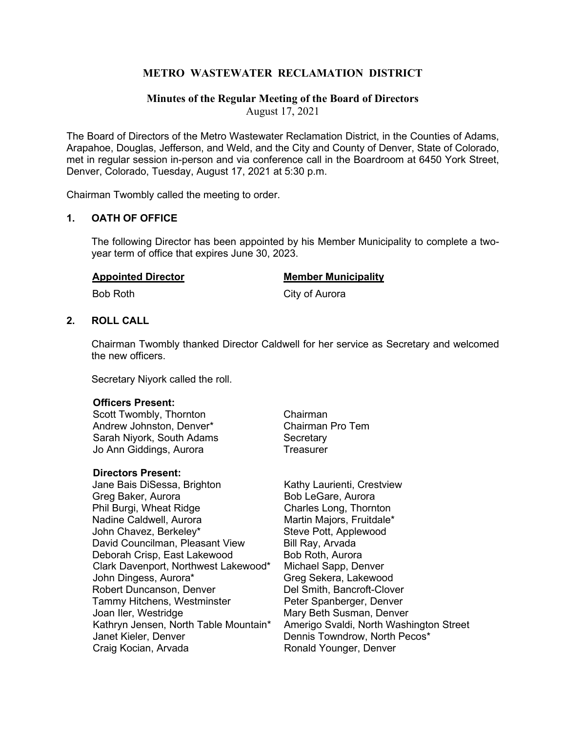# METRO WASTEWATER RECLAMATION DISTRICT

## Minutes of the Regular Meeting of the Board of Directors

August 17, 2021

The Board of Directors of the Metro Wastewater Reclamation District, in the Counties of Adams, Arapahoe, Douglas, Jefferson, and Weld, and the City and County of Denver, State of Colorado, met in regular session in-person and via conference call in the Boardroom at 6450 York Street, Denver, Colorado, Tuesday, August 17, 2021 at 5:30 p.m.

Chairman Twombly called the meeting to order.

### 1. OATH OF OFFICE

The following Director has been appointed by his Member Municipality to complete a two-year term of office that expires June 30, 2023.

| Appointed Director | Member Municipality |
|---|---|
| Bob Roth | City of Aurora |

### 2. ROLL CALL

Chairman Twombly thanked Director Caldwell for her service as Secretary and welcomed the new officers.

Secretary Niyork called the roll.

**Officers Present:**

| | |
|---|---|
| Scott Twombly, Thornton | Chairman |
| Andrew Johnston, Denver* | Chairman Pro Tem |
| Sarah Niyork, South Adams | Secretary |
| Jo Ann Giddings, Aurora | Treasurer |

**Directors Present:**

Jane Bais DiSessa, Brighton
Greg Baker, Aurora
Phil Burgi, Wheat Ridge
Nadine Caldwell, Aurora
John Chavez, Berkeley*
David Councilman, Pleasant View
Deborah Crisp, East Lakewood
Clark Davenport, Northwest Lakewood*
John Dingess, Aurora*
Robert Duncanson, Denver
Tammy Hitchens, Westminster
Joan Iler, Westridge
Kathryn Jensen, North Table Mountain*
Janet Kieler, Denver
Craig Kocian, Arvada
Kathy Laurienti, Crestview
Bob LeGare, Aurora
Charles Long, Thornton
Martin Majors, Fruitdale*
Steve Pott, Applewood
Bill Ray, Arvada
Bob Roth, Aurora
Michael Sapp, Denver
Greg Sekera, Lakewood
Del Smith, Bancroft-Clover
Peter Spanberger, Denver
Mary Beth Susman, Denver
Amerigo Svaldi, North Washington Street
Dennis Towndrow, North Pecos*
Ronald Younger, Denver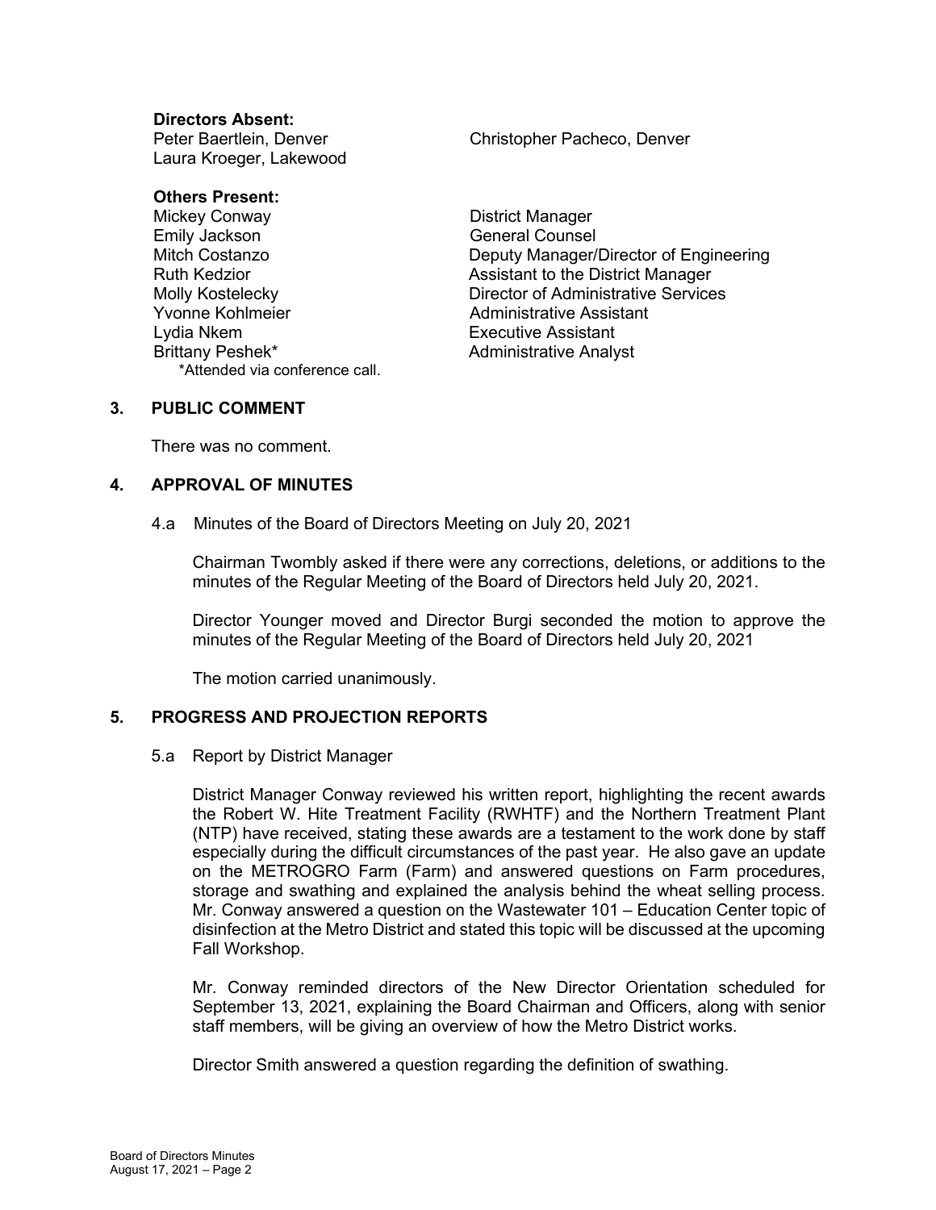**Directors Absent:**

Peter Baertlein, Denver
Laura Kroeger, Lakewood
Christopher Pacheco, Denver

**Others Present:**

| | |
|---|---|
| Mickey Conway | District Manager |
| Emily Jackson | General Counsel |
| Mitch Costanzo | Deputy Manager/Director of Engineering |
| Ruth Kedzior | Assistant to the District Manager |
| Molly Kostelecky | Director of Administrative Services |
| Yvonne Kohlmeier | Administrative Assistant |
| Lydia Nkem | Executive Assistant |
| Brittany Peshek* | Administrative Analyst |

*Attended via conference call.

## 3. PUBLIC COMMENT

There was no comment.

## 4. APPROVAL OF MINUTES

4.a Minutes of the Board of Directors Meeting on July 20, 2021

Chairman Twombly asked if there were any corrections, deletions, or additions to the minutes of the Regular Meeting of the Board of Directors held July 20, 2021.

Director Younger moved and Director Burgi seconded the motion to approve the minutes of the Regular Meeting of the Board of Directors held July 20, 2021

The motion carried unanimously.

## 5. PROGRESS AND PROJECTION REPORTS

5.a Report by District Manager

District Manager Conway reviewed his written report, highlighting the recent awards the Robert W. Hite Treatment Facility (RWHTF) and the Northern Treatment Plant (NTP) have received, stating these awards are a testament to the work done by staff especially during the difficult circumstances of the past year. He also gave an update on the METROGRO Farm (Farm) and answered questions on Farm procedures, storage and swathing and explained the analysis behind the wheat selling process. Mr. Conway answered a question on the Wastewater 101 – Education Center topic of disinfection at the Metro District and stated this topic will be discussed at the upcoming Fall Workshop.

Mr. Conway reminded directors of the New Director Orientation scheduled for September 13, 2021, explaining the Board Chairman and Officers, along with senior staff members, will be giving an overview of how the Metro District works.

Director Smith answered a question regarding the definition of swathing.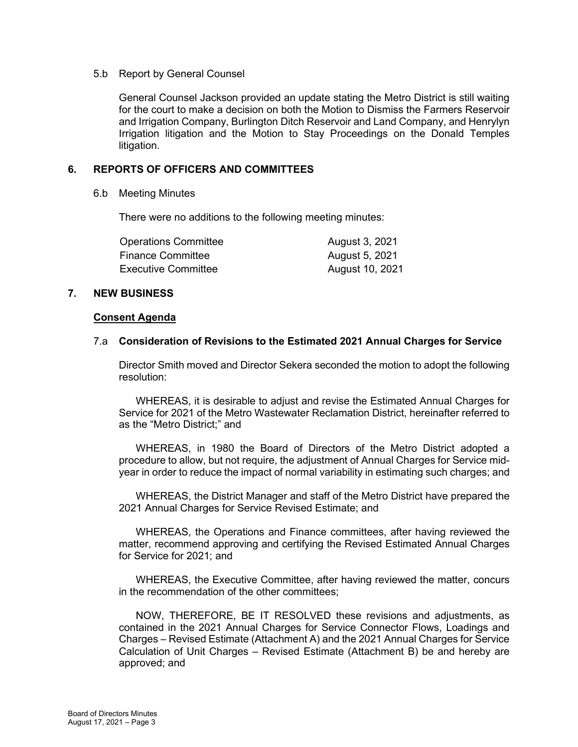5.b Report by General Counsel

General Counsel Jackson provided an update stating the Metro District is still waiting for the court to make a decision on both the Motion to Dismiss the Farmers Reservoir and Irrigation Company, Burlington Ditch Reservoir and Land Company, and Henrylyn Irrigation litigation and the Motion to Stay Proceedings on the Donald Temples litigation.

## 6. REPORTS OF OFFICERS AND COMMITTEES

6.b Meeting Minutes

There were no additions to the following meeting minutes:

| | |
|---|---|
| Operations Committee | August 3, 2021 |
| Finance Committee | August 5, 2021 |
| Executive Committee | August 10, 2021 |

## 7. NEW BUSINESS

**Consent Agenda**

7.a **Consideration of Revisions to the Estimated 2021 Annual Charges for Service**

Director Smith moved and Director Sekera seconded the motion to adopt the following resolution:

WHEREAS, it is desirable to adjust and revise the Estimated Annual Charges for Service for 2021 of the Metro Wastewater Reclamation District, hereinafter referred to as the "Metro District;" and

WHEREAS, in 1980 the Board of Directors of the Metro District adopted a procedure to allow, but not require, the adjustment of Annual Charges for Service mid-year in order to reduce the impact of normal variability in estimating such charges; and

WHEREAS, the District Manager and staff of the Metro District have prepared the 2021 Annual Charges for Service Revised Estimate; and

WHEREAS, the Operations and Finance committees, after having reviewed the matter, recommend approving and certifying the Revised Estimated Annual Charges for Service for 2021; and

WHEREAS, the Executive Committee, after having reviewed the matter, concurs in the recommendation of the other committees;

NOW, THEREFORE, BE IT RESOLVED these revisions and adjustments, as contained in the 2021 Annual Charges for Service Connector Flows, Loadings and Charges – Revised Estimate (Attachment A) and the 2021 Annual Charges for Service Calculation of Unit Charges – Revised Estimate (Attachment B) be and hereby are approved; and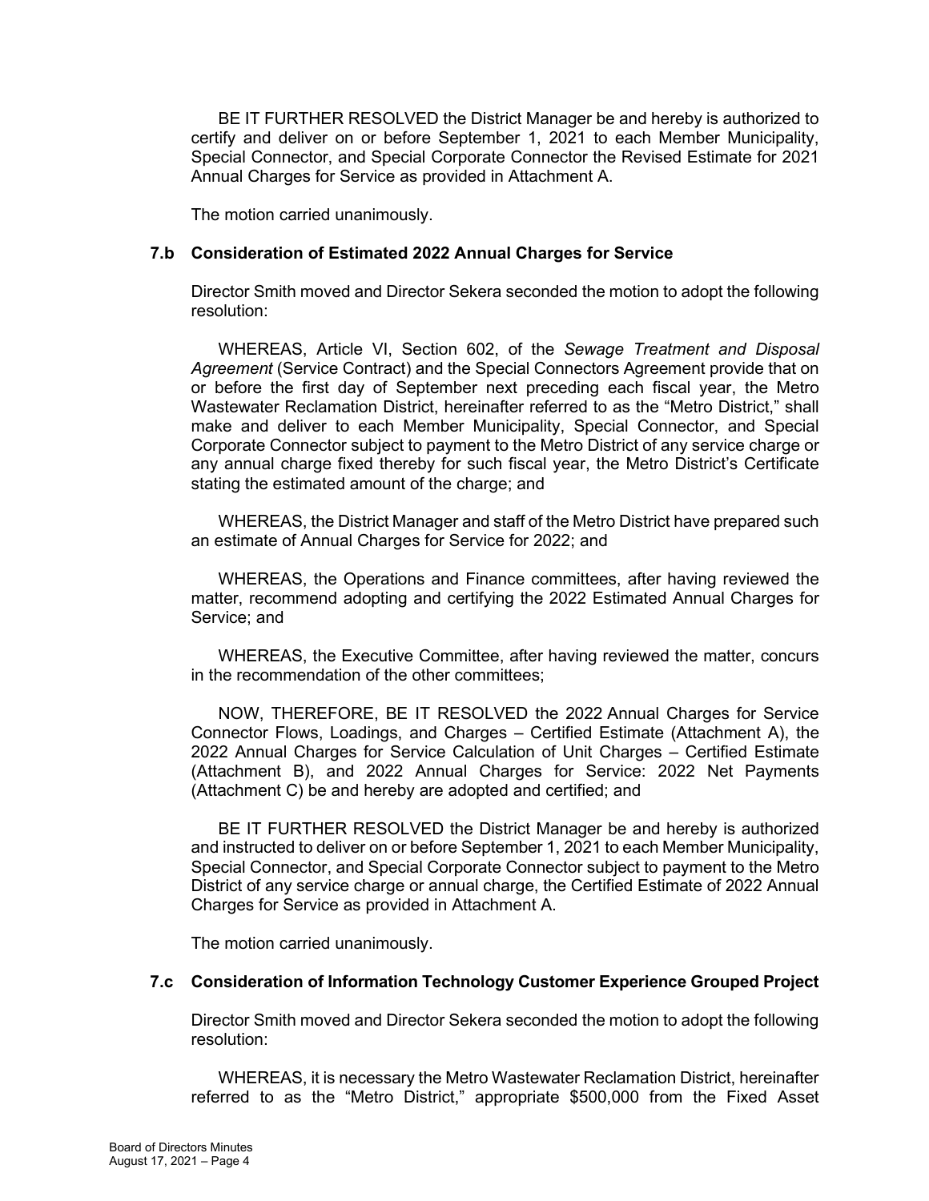BE IT FURTHER RESOLVED the District Manager be and hereby is authorized to certify and deliver on or before September 1, 2021 to each Member Municipality, Special Connector, and Special Corporate Connector the Revised Estimate for 2021 Annual Charges for Service as provided in Attachment A.

The motion carried unanimously.

### 7.b Consideration of Estimated 2022 Annual Charges for Service

Director Smith moved and Director Sekera seconded the motion to adopt the following resolution:

WHEREAS, Article VI, Section 602, of the *Sewage Treatment and Disposal Agreement* (Service Contract) and the Special Connectors Agreement provide that on or before the first day of September next preceding each fiscal year, the Metro Wastewater Reclamation District, hereinafter referred to as the "Metro District," shall make and deliver to each Member Municipality, Special Connector, and Special Corporate Connector subject to payment to the Metro District of any service charge or any annual charge fixed thereby for such fiscal year, the Metro District's Certificate stating the estimated amount of the charge; and

WHEREAS, the District Manager and staff of the Metro District have prepared such an estimate of Annual Charges for Service for 2022; and

WHEREAS, the Operations and Finance committees, after having reviewed the matter, recommend adopting and certifying the 2022 Estimated Annual Charges for Service; and

WHEREAS, the Executive Committee, after having reviewed the matter, concurs in the recommendation of the other committees;

NOW, THEREFORE, BE IT RESOLVED the 2022 Annual Charges for Service Connector Flows, Loadings, and Charges – Certified Estimate (Attachment A), the 2022 Annual Charges for Service Calculation of Unit Charges – Certified Estimate (Attachment B), and 2022 Annual Charges for Service: 2022 Net Payments (Attachment C) be and hereby are adopted and certified; and

BE IT FURTHER RESOLVED the District Manager be and hereby is authorized and instructed to deliver on or before September 1, 2021 to each Member Municipality, Special Connector, and Special Corporate Connector subject to payment to the Metro District of any service charge or annual charge, the Certified Estimate of 2022 Annual Charges for Service as provided in Attachment A.

The motion carried unanimously.

### 7.c Consideration of Information Technology Customer Experience Grouped Project

Director Smith moved and Director Sekera seconded the motion to adopt the following resolution:

WHEREAS, it is necessary the Metro Wastewater Reclamation District, hereinafter referred to as the "Metro District," appropriate $500,000 from the Fixed Asset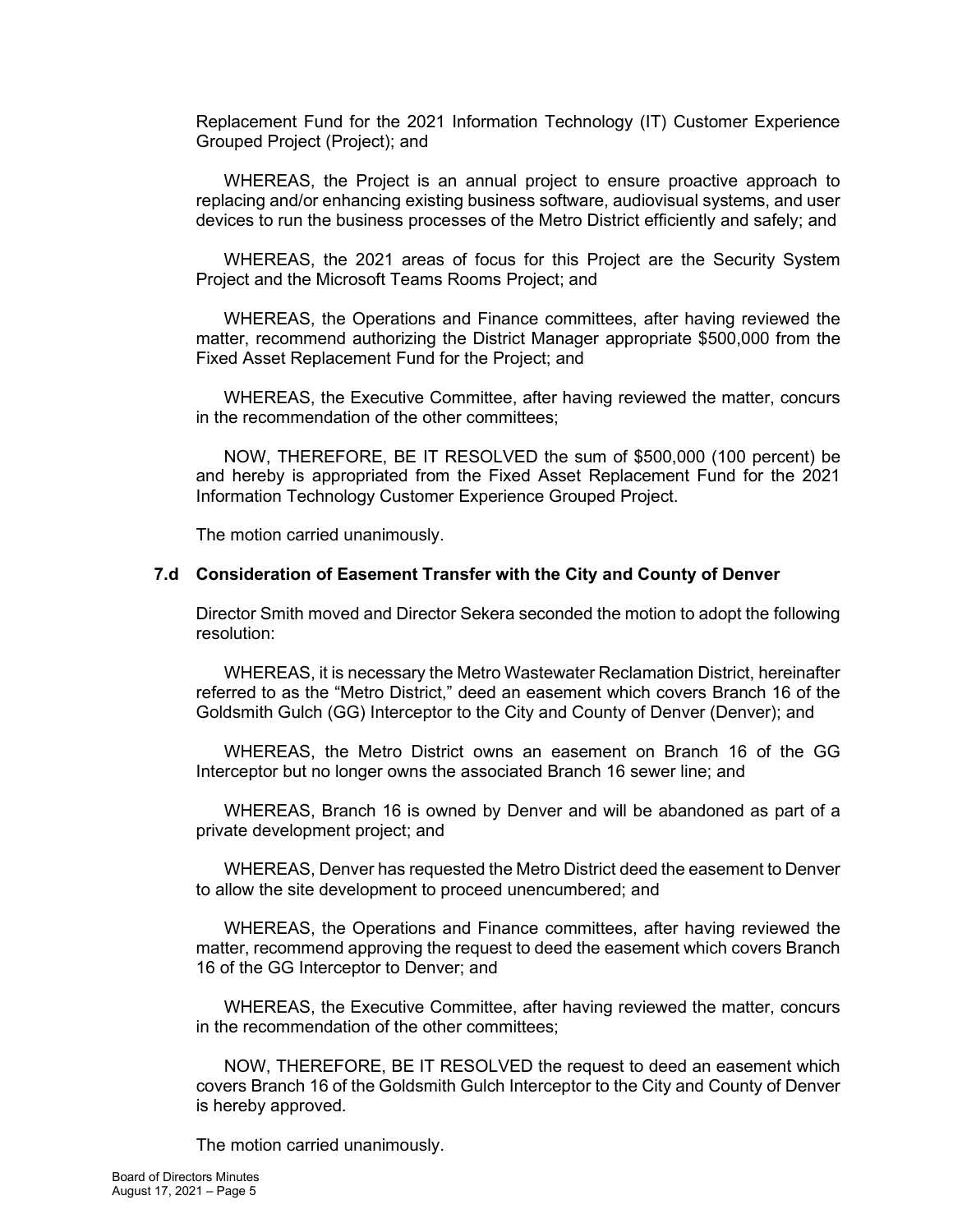Replacement Fund for the 2021 Information Technology (IT) Customer Experience Grouped Project (Project); and

WHEREAS, the Project is an annual project to ensure proactive approach to replacing and/or enhancing existing business software, audiovisual systems, and user devices to run the business processes of the Metro District efficiently and safely; and

WHEREAS, the 2021 areas of focus for this Project are the Security System Project and the Microsoft Teams Rooms Project; and

WHEREAS, the Operations and Finance committees, after having reviewed the matter, recommend authorizing the District Manager appropriate $500,000 from the Fixed Asset Replacement Fund for the Project; and

WHEREAS, the Executive Committee, after having reviewed the matter, concurs in the recommendation of the other committees;

NOW, THEREFORE, BE IT RESOLVED the sum of $500,000 (100 percent) be and hereby is appropriated from the Fixed Asset Replacement Fund for the 2021 Information Technology Customer Experience Grouped Project.

The motion carried unanimously.

### 7.d Consideration of Easement Transfer with the City and County of Denver

Director Smith moved and Director Sekera seconded the motion to adopt the following resolution:

WHEREAS, it is necessary the Metro Wastewater Reclamation District, hereinafter referred to as the "Metro District," deed an easement which covers Branch 16 of the Goldsmith Gulch (GG) Interceptor to the City and County of Denver (Denver); and

WHEREAS, the Metro District owns an easement on Branch 16 of the GG Interceptor but no longer owns the associated Branch 16 sewer line; and

WHEREAS, Branch 16 is owned by Denver and will be abandoned as part of a private development project; and

WHEREAS, Denver has requested the Metro District deed the easement to Denver to allow the site development to proceed unencumbered; and

WHEREAS, the Operations and Finance committees, after having reviewed the matter, recommend approving the request to deed the easement which covers Branch 16 of the GG Interceptor to Denver; and

WHEREAS, the Executive Committee, after having reviewed the matter, concurs in the recommendation of the other committees;

NOW, THEREFORE, BE IT RESOLVED the request to deed an easement which covers Branch 16 of the Goldsmith Gulch Interceptor to the City and County of Denver is hereby approved.

The motion carried unanimously.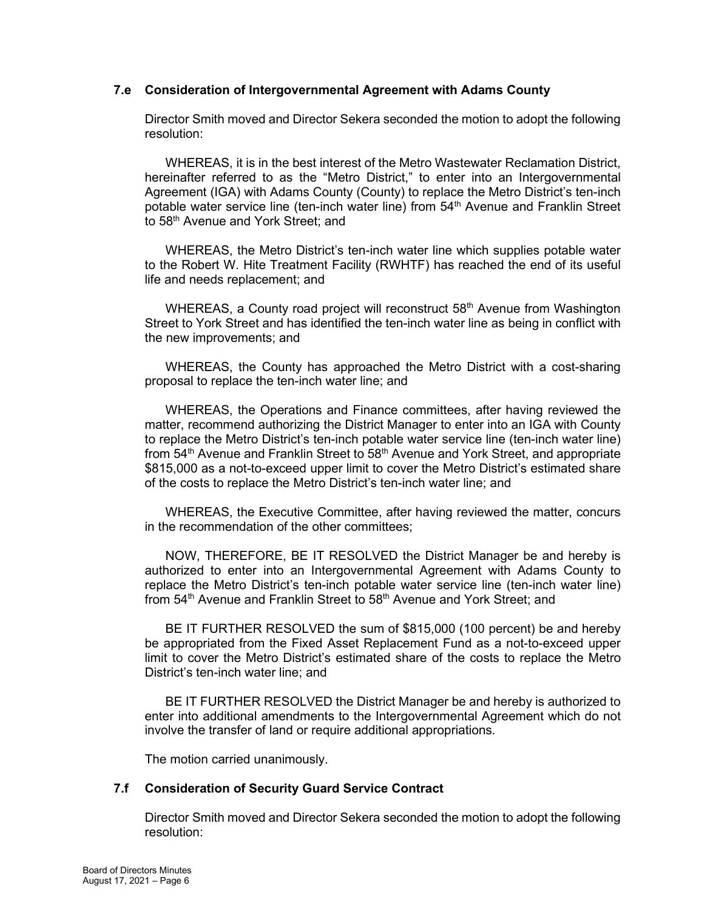### 7.e Consideration of Intergovernmental Agreement with Adams County

Director Smith moved and Director Sekera seconded the motion to adopt the following resolution:

WHEREAS, it is in the best interest of the Metro Wastewater Reclamation District, hereinafter referred to as the "Metro District," to enter into an Intergovernmental Agreement (IGA) with Adams County (County) to replace the Metro District's ten-inch potable water service line (ten-inch water line) from 54th Avenue and Franklin Street to 58th Avenue and York Street; and

WHEREAS, the Metro District's ten-inch water line which supplies potable water to the Robert W. Hite Treatment Facility (RWHTF) has reached the end of its useful life and needs replacement; and

WHEREAS, a County road project will reconstruct 58th Avenue from Washington Street to York Street and has identified the ten-inch water line as being in conflict with the new improvements; and

WHEREAS, the County has approached the Metro District with a cost-sharing proposal to replace the ten-inch water line; and

WHEREAS, the Operations and Finance committees, after having reviewed the matter, recommend authorizing the District Manager to enter into an IGA with County to replace the Metro District's ten-inch potable water service line (ten-inch water line) from 54th Avenue and Franklin Street to 58th Avenue and York Street, and appropriate $815,000 as a not-to-exceed upper limit to cover the Metro District's estimated share of the costs to replace the Metro District's ten-inch water line; and

WHEREAS, the Executive Committee, after having reviewed the matter, concurs in the recommendation of the other committees;

NOW, THEREFORE, BE IT RESOLVED the District Manager be and hereby is authorized to enter into an Intergovernmental Agreement with Adams County to replace the Metro District's ten-inch potable water service line (ten-inch water line) from 54th Avenue and Franklin Street to 58th Avenue and York Street; and

BE IT FURTHER RESOLVED the sum of $815,000 (100 percent) be and hereby be appropriated from the Fixed Asset Replacement Fund as a not-to-exceed upper limit to cover the Metro District's estimated share of the costs to replace the Metro District's ten-inch water line; and

BE IT FURTHER RESOLVED the District Manager be and hereby is authorized to enter into additional amendments to the Intergovernmental Agreement which do not involve the transfer of land or require additional appropriations.

The motion carried unanimously.

### 7.f Consideration of Security Guard Service Contract

Director Smith moved and Director Sekera seconded the motion to adopt the following resolution: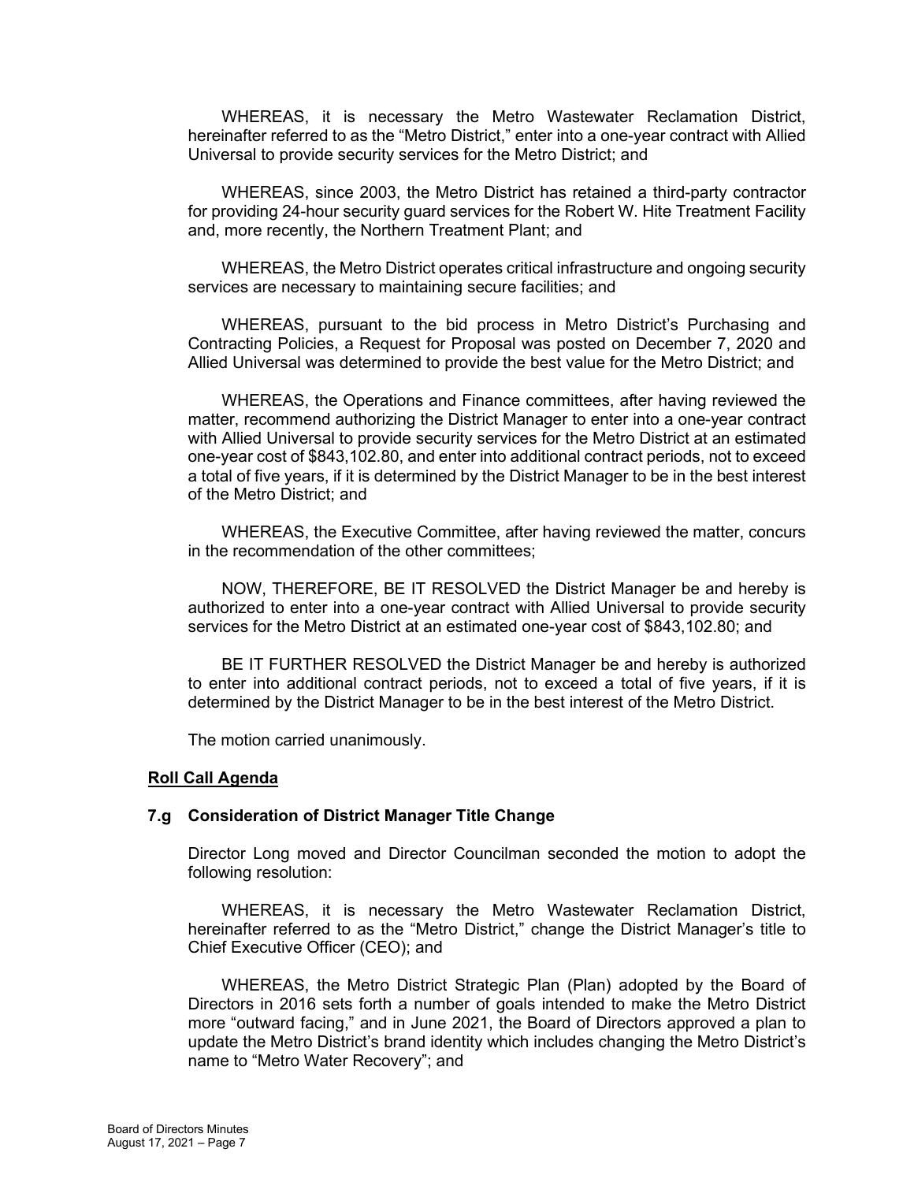WHEREAS, it is necessary the Metro Wastewater Reclamation District, hereinafter referred to as the "Metro District," enter into a one-year contract with Allied Universal to provide security services for the Metro District; and

WHEREAS, since 2003, the Metro District has retained a third-party contractor for providing 24-hour security guard services for the Robert W. Hite Treatment Facility and, more recently, the Northern Treatment Plant; and

WHEREAS, the Metro District operates critical infrastructure and ongoing security services are necessary to maintaining secure facilities; and

WHEREAS, pursuant to the bid process in Metro District's Purchasing and Contracting Policies, a Request for Proposal was posted on December 7, 2020 and Allied Universal was determined to provide the best value for the Metro District; and

WHEREAS, the Operations and Finance committees, after having reviewed the matter, recommend authorizing the District Manager to enter into a one-year contract with Allied Universal to provide security services for the Metro District at an estimated one-year cost of $843,102.80, and enter into additional contract periods, not to exceed a total of five years, if it is determined by the District Manager to be in the best interest of the Metro District; and

WHEREAS, the Executive Committee, after having reviewed the matter, concurs in the recommendation of the other committees;

NOW, THEREFORE, BE IT RESOLVED the District Manager be and hereby is authorized to enter into a one-year contract with Allied Universal to provide security services for the Metro District at an estimated one-year cost of $843,102.80; and

BE IT FURTHER RESOLVED the District Manager be and hereby is authorized to enter into additional contract periods, not to exceed a total of five years, if it is determined by the District Manager to be in the best interest of the Metro District.

The motion carried unanimously.

**Roll Call Agenda**

**7.g Consideration of District Manager Title Change**

Director Long moved and Director Councilman seconded the motion to adopt the following resolution:

WHEREAS, it is necessary the Metro Wastewater Reclamation District, hereinafter referred to as the "Metro District," change the District Manager's title to Chief Executive Officer (CEO); and

WHEREAS, the Metro District Strategic Plan (Plan) adopted by the Board of Directors in 2016 sets forth a number of goals intended to make the Metro District more "outward facing," and in June 2021, the Board of Directors approved a plan to update the Metro District's brand identity which includes changing the Metro District's name to "Metro Water Recovery"; and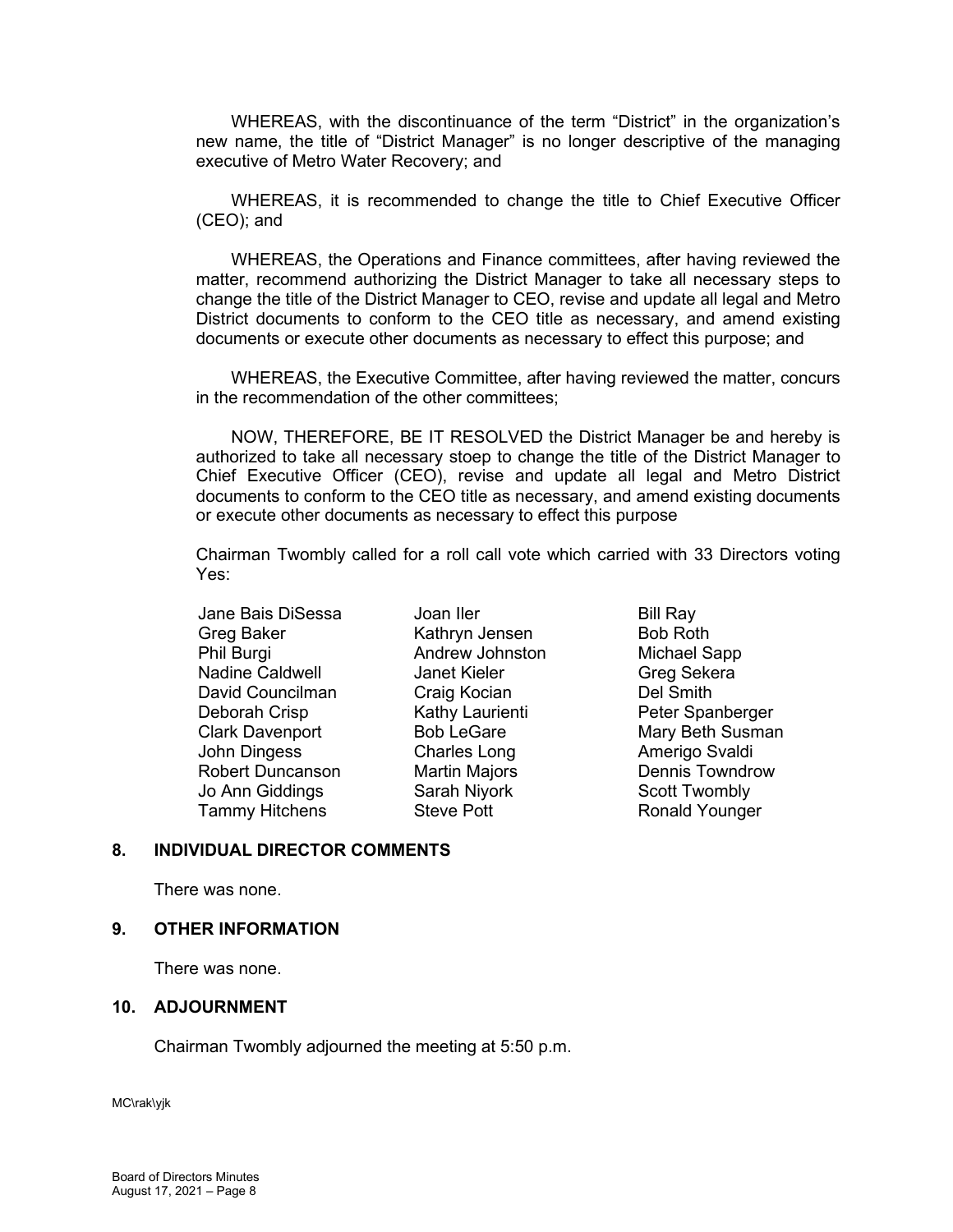WHEREAS, with the discontinuance of the term "District" in the organization's new name, the title of "District Manager" is no longer descriptive of the managing executive of Metro Water Recovery; and

WHEREAS, it is recommended to change the title to Chief Executive Officer (CEO); and

WHEREAS, the Operations and Finance committees, after having reviewed the matter, recommend authorizing the District Manager to take all necessary steps to change the title of the District Manager to CEO, revise and update all legal and Metro District documents to conform to the CEO title as necessary, and amend existing documents or execute other documents as necessary to effect this purpose; and

WHEREAS, the Executive Committee, after having reviewed the matter, concurs in the recommendation of the other committees;

NOW, THEREFORE, BE IT RESOLVED the District Manager be and hereby is authorized to take all necessary stoep to change the title of the District Manager to Chief Executive Officer (CEO), revise and update all legal and Metro District documents to conform to the CEO title as necessary, and amend existing documents or execute other documents as necessary to effect this purpose

Chairman Twombly called for a roll call vote which carried with 33 Directors voting Yes:

| | | |
|---|---|---|
| Jane Bais DiSessa | Joan Iler | Bill Ray |
| Greg Baker | Kathryn Jensen | Bob Roth |
| Phil Burgi | Andrew Johnston | Michael Sapp |
| Nadine Caldwell | Janet Kieler | Greg Sekera |
| David Councilman | Craig Kocian | Del Smith |
| Deborah Crisp | Kathy Laurienti | Peter Spanberger |
| Clark Davenport | Bob LeGare | Mary Beth Susman |
| John Dingess | Charles Long | Amerigo Svaldi |
| Robert Duncanson | Martin Majors | Dennis Towndrow |
| Jo Ann Giddings | Sarah Niyork | Scott Twombly |
| Tammy Hitchens | Steve Pott | Ronald Younger |

## 8. INDIVIDUAL DIRECTOR COMMENTS

There was none.

## 9. OTHER INFORMATION

There was none.

## 10. ADJOURNMENT

Chairman Twombly adjourned the meeting at 5:50 p.m.

MC\rak\yjk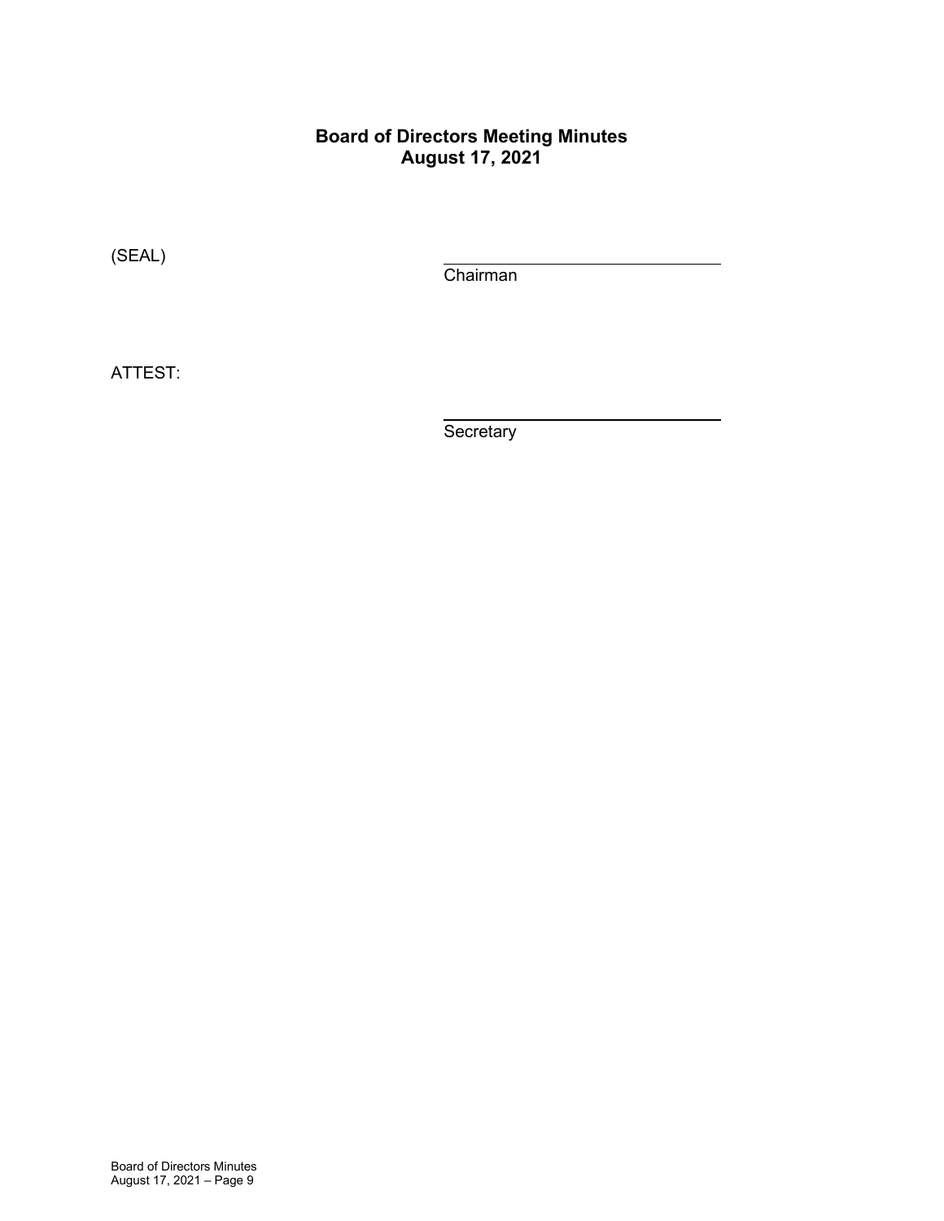**Board of Directors Meeting Minutes**
**August 17, 2021**

(SEAL)

\_\_\_\_\_\_\_\_\_\_\_\_\_\_\_\_\_\_\_\_\_\_\_\_\_\_\_\_\_\_
Chairman

ATTEST:

\_\_\_\_\_\_\_\_\_\_\_\_\_\_\_\_\_\_\_\_\_\_\_\_\_\_\_\_\_\_
Secretary